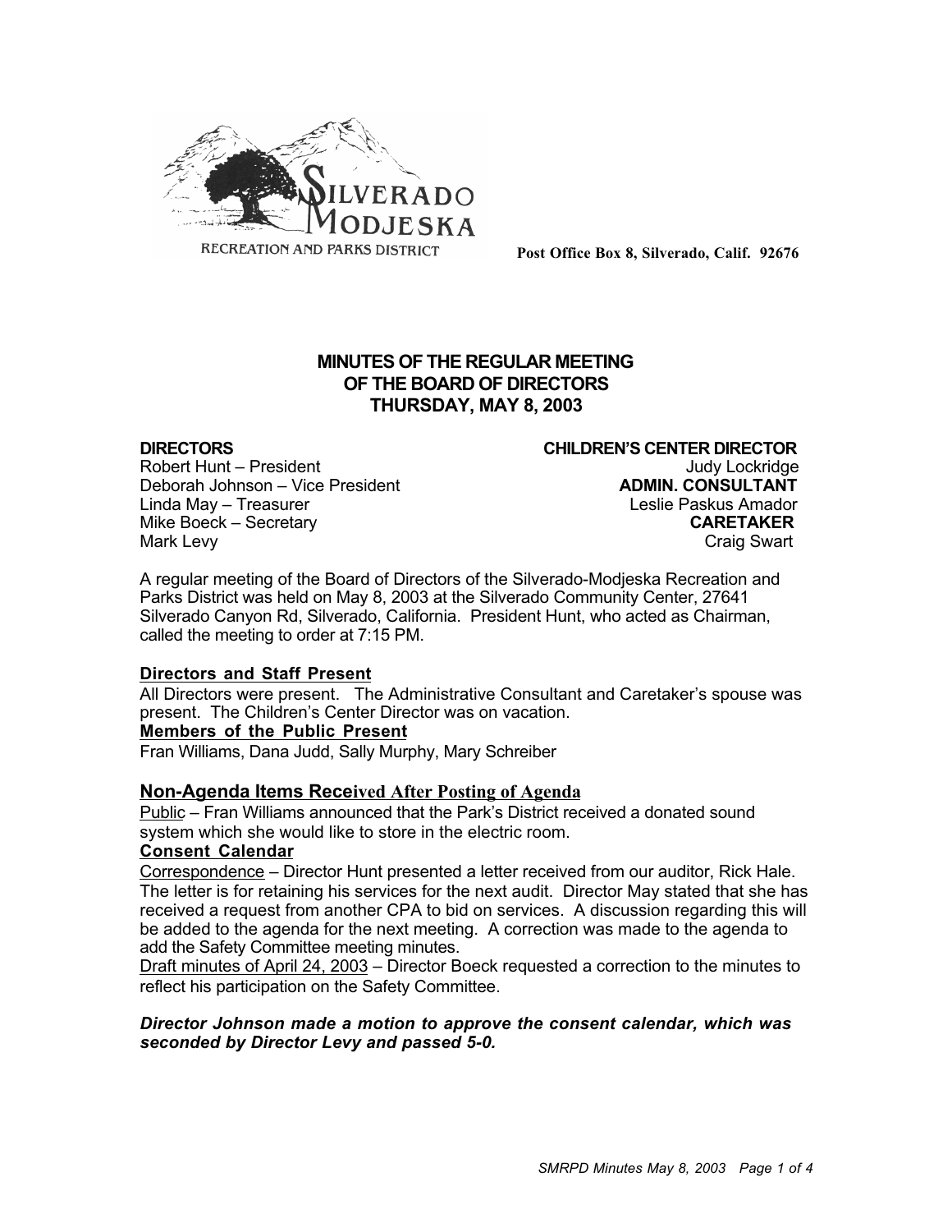RECREATION AND PARKS DISTRICT

**Post Office Box 8, Silverado, Calif. 92676**

# MINUTES OF THE REGULAR MEETING OF THE BOARD OF DIRECTORS THURSDAY, MAY 8, 2003

**DIRECTORS**
Robert Hunt – President
Deborah Johnson – Vice President
Linda May – Treasurer
Mike Boeck – Secretary
Mark Levy

**CHILDREN'S CENTER DIRECTOR**
Judy Lockridge
**ADMIN. CONSULTANT**
Leslie Paskus Amador
**CARETAKER**
Craig Swart

A regular meeting of the Board of Directors of the Silverado-Modjeska Recreation and Parks District was held on May 8, 2003 at the Silverado Community Center, 27641 Silverado Canyon Rd, Silverado, California. President Hunt, who acted as Chairman, called the meeting to order at 7:15 PM.

**Directors and Staff Present**
All Directors were present. The Administrative Consultant and Caretaker's spouse was present. The Children's Center Director was on vacation.
**Members of the Public Present**
Fran Williams, Dana Judd, Sally Murphy, Mary Schreiber

**Non-Agenda Items Received After Posting of Agenda**
Public – Fran Williams announced that the Park's District received a donated sound system which she would like to store in the electric room.
**Consent Calendar**
Correspondence – Director Hunt presented a letter received from our auditor, Rick Hale. The letter is for retaining his services for the next audit. Director May stated that she has received a request from another CPA to bid on services. A discussion regarding this will be added to the agenda for the next meeting. A correction was made to the agenda to add the Safety Committee meeting minutes.
Draft minutes of April 24, 2003 – Director Boeck requested a correction to the minutes to reflect his participation on the Safety Committee.

***Director Johnson made a motion to approve the consent calendar, which was seconded by Director Levy and passed 5-0.***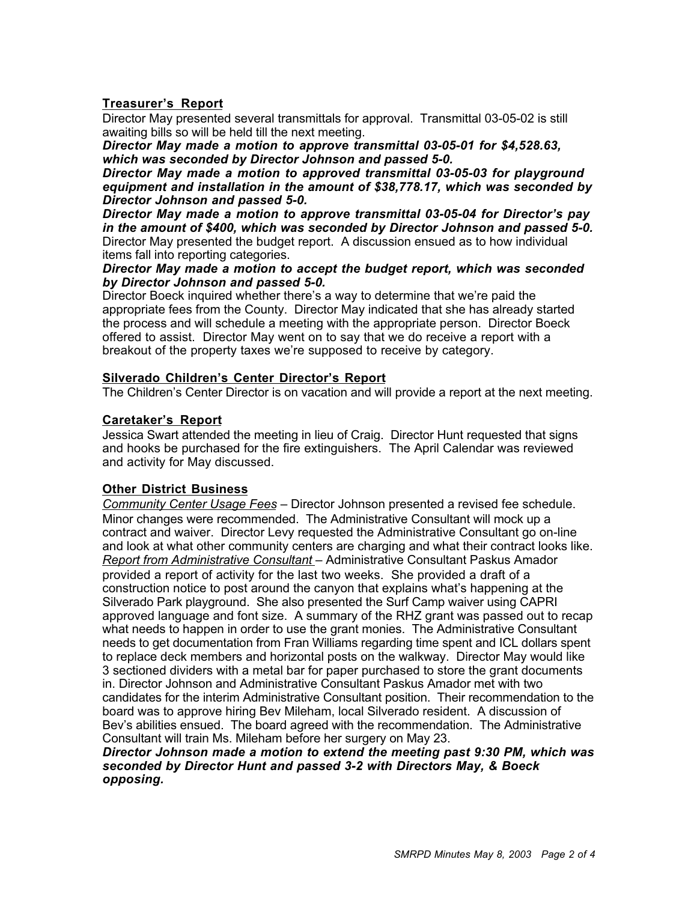## Treasurer's Report

Director May presented several transmittals for approval. Transmittal 03-05-02 is still awaiting bills so will be held till the next meeting.

***Director May made a motion to approve transmittal 03-05-01 for $4,528.63, which was seconded by Director Johnson and passed 5-0.***

***Director May made a motion to approved transmittal 03-05-03 for playground equipment and installation in the amount of $38,778.17, which was seconded by Director Johnson and passed 5-0.***

***Director May made a motion to approve transmittal 03-05-04 for Director's pay in the amount of $400, which was seconded by Director Johnson and passed 5-0.***

Director May presented the budget report. A discussion ensued as to how individual items fall into reporting categories.

***Director May made a motion to accept the budget report, which was seconded by Director Johnson and passed 5-0.***

Director Boeck inquired whether there's a way to determine that we're paid the appropriate fees from the County. Director May indicated that she has already started the process and will schedule a meeting with the appropriate person. Director Boeck offered to assist. Director May went on to say that we do receive a report with a breakout of the property taxes we're supposed to receive by category.

## Silverado Children's Center Director's Report

The Children's Center Director is on vacation and will provide a report at the next meeting.

## Caretaker's Report

Jessica Swart attended the meeting in lieu of Craig. Director Hunt requested that signs and hooks be purchased for the fire extinguishers. The April Calendar was reviewed and activity for May discussed.

## Other District Business

*Community Center Usage Fees* – Director Johnson presented a revised fee schedule. Minor changes were recommended. The Administrative Consultant will mock up a contract and waiver. Director Levy requested the Administrative Consultant go on-line and look at what other community centers are charging and what their contract looks like.

*Report from Administrative Consultant* – Administrative Consultant Paskus Amador provided a report of activity for the last two weeks. She provided a draft of a construction notice to post around the canyon that explains what's happening at the Silverado Park playground. She also presented the Surf Camp waiver using CAPRI approved language and font size. A summary of the RHZ grant was passed out to recap what needs to happen in order to use the grant monies. The Administrative Consultant needs to get documentation from Fran Williams regarding time spent and ICL dollars spent to replace deck members and horizontal posts on the walkway. Director May would like 3 sectioned dividers with a metal bar for paper purchased to store the grant documents in. Director Johnson and Administrative Consultant Paskus Amador met with two candidates for the interim Administrative Consultant position. Their recommendation to the board was to approve hiring Bev Mileham, local Silverado resident. A discussion of Bev's abilities ensued. The board agreed with the recommendation. The Administrative Consultant will train Ms. Mileham before her surgery on May 23.

***Director Johnson made a motion to extend the meeting past 9:30 PM, which was seconded by Director Hunt and passed 3-2 with Directors May, & Boeck opposing.***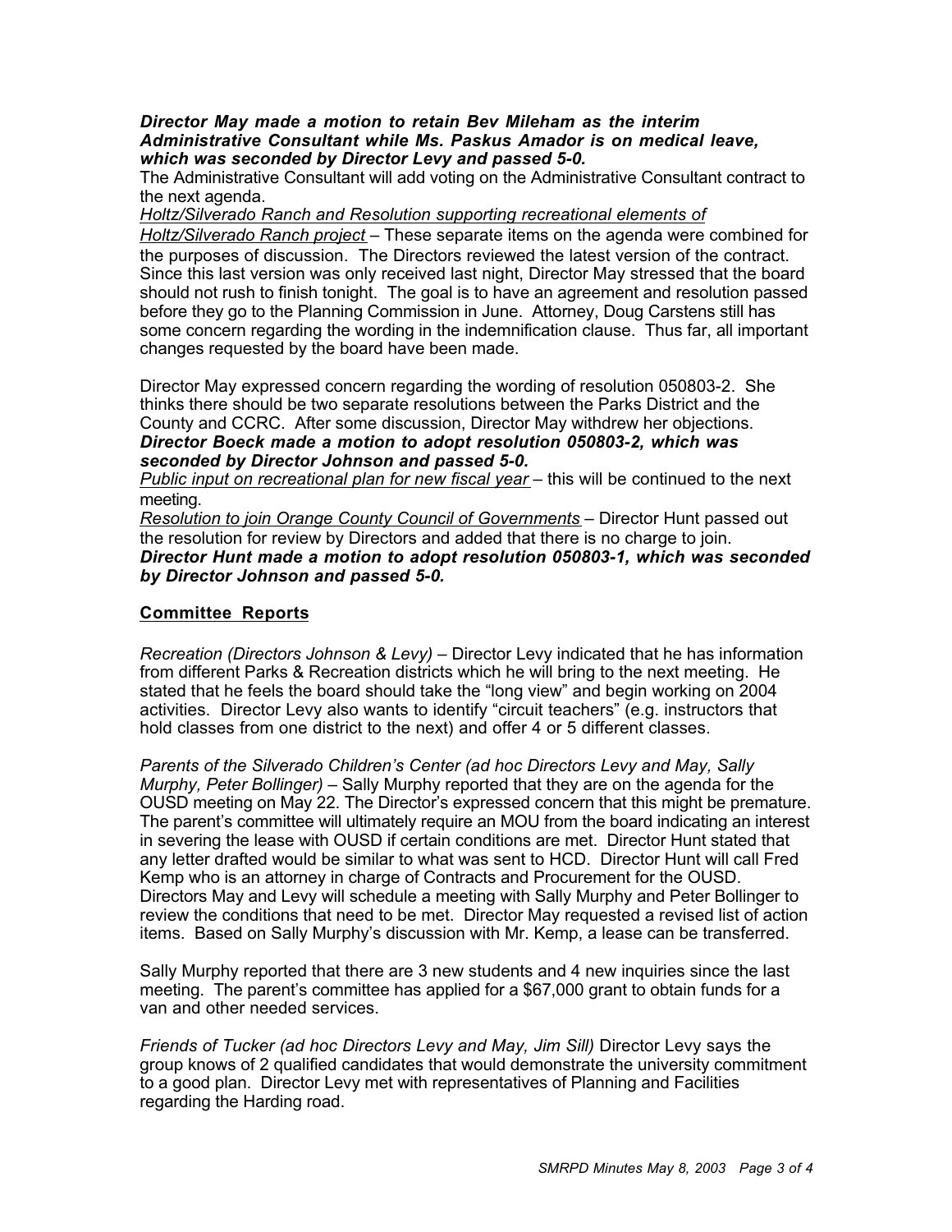***Director May made a motion to retain Bev Mileham as the interim Administrative Consultant while Ms. Paskus Amador is on medical leave, which was seconded by Director Levy and passed 5-0.***

The Administrative Consultant will add voting on the Administrative Consultant contract to the next agenda.

Holtz/Silverado Ranch and Resolution supporting recreational elements of Holtz/Silverado Ranch project – These separate items on the agenda were combined for the purposes of discussion. The Directors reviewed the latest version of the contract. Since this last version was only received last night, Director May stressed that the board should not rush to finish tonight. The goal is to have an agreement and resolution passed before they go to the Planning Commission in June. Attorney, Doug Carstens still has some concern regarding the wording in the indemnification clause. Thus far, all important changes requested by the board have been made.

Director May expressed concern regarding the wording of resolution 050803-2. She thinks there should be two separate resolutions between the Parks District and the County and CCRC. After some discussion, Director May withdrew her objections.

***Director Boeck made a motion to adopt resolution 050803-2, which was seconded by Director Johnson and passed 5-0.***

Public input on recreational plan for new fiscal year – this will be continued to the next meeting.

Resolution to join Orange County Council of Governments – Director Hunt passed out the resolution for review by Directors and added that there is no charge to join.

***Director Hunt made a motion to adopt resolution 050803-1, which was seconded by Director Johnson and passed 5-0.***

## Committee Reports

*Recreation (Directors Johnson & Levy)* – Director Levy indicated that he has information from different Parks & Recreation districts which he will bring to the next meeting. He stated that he feels the board should take the "long view" and begin working on 2004 activities. Director Levy also wants to identify "circuit teachers" (e.g. instructors that hold classes from one district to the next) and offer 4 or 5 different classes.

*Parents of the Silverado Children's Center (ad hoc Directors Levy and May, Sally Murphy, Peter Bollinger)* – Sally Murphy reported that they are on the agenda for the OUSD meeting on May 22. The Director's expressed concern that this might be premature. The parent's committee will ultimately require an MOU from the board indicating an interest in severing the lease with OUSD if certain conditions are met. Director Hunt stated that any letter drafted would be similar to what was sent to HCD. Director Hunt will call Fred Kemp who is an attorney in charge of Contracts and Procurement for the OUSD. Directors May and Levy will schedule a meeting with Sally Murphy and Peter Bollinger to review the conditions that need to be met. Director May requested a revised list of action items. Based on Sally Murphy's discussion with Mr. Kemp, a lease can be transferred.

Sally Murphy reported that there are 3 new students and 4 new inquiries since the last meeting. The parent's committee has applied for a $67,000 grant to obtain funds for a van and other needed services.

*Friends of Tucker (ad hoc Directors Levy and May, Jim Sill)* Director Levy says the group knows of 2 qualified candidates that would demonstrate the university commitment to a good plan. Director Levy met with representatives of Planning and Facilities regarding the Harding road.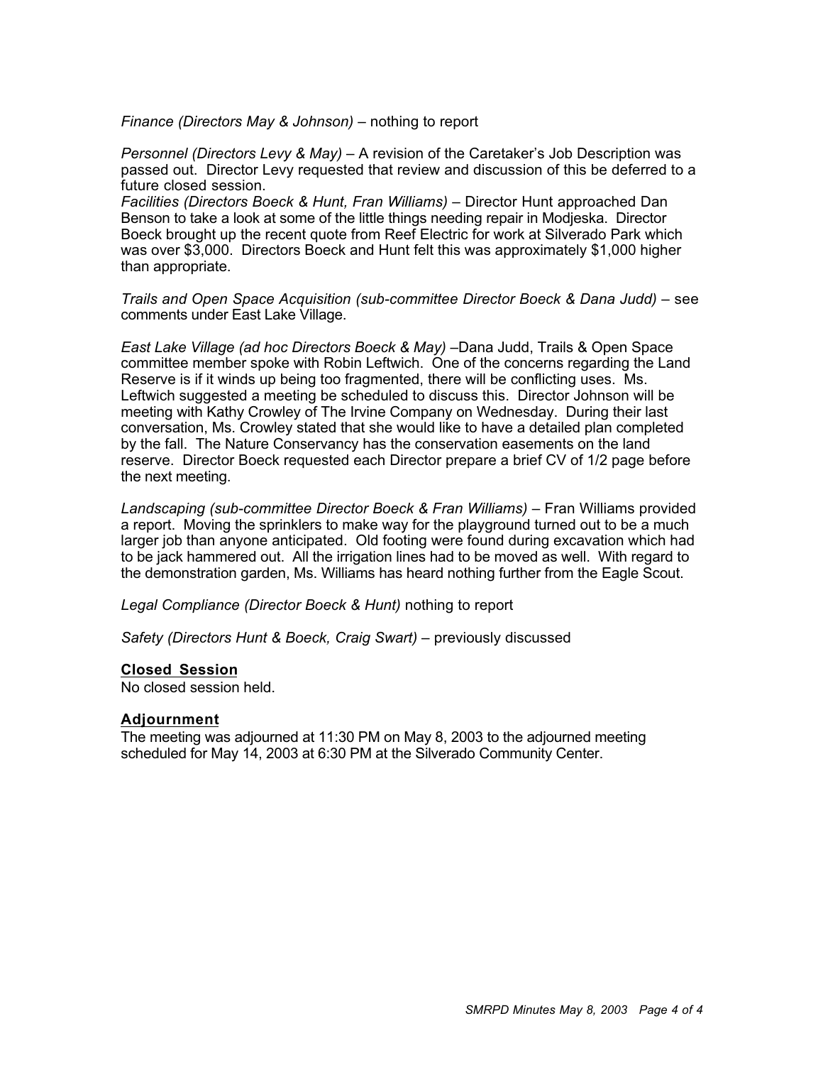*Finance (Directors May & Johnson)* – nothing to report

*Personnel (Directors Levy & May)* – A revision of the Caretaker's Job Description was passed out. Director Levy requested that review and discussion of this be deferred to a future closed session.

*Facilities (Directors Boeck & Hunt, Fran Williams)* – Director Hunt approached Dan Benson to take a look at some of the little things needing repair in Modjeska. Director Boeck brought up the recent quote from Reef Electric for work at Silverado Park which was over $3,000. Directors Boeck and Hunt felt this was approximately $1,000 higher than appropriate.

*Trails and Open Space Acquisition (sub-committee Director Boeck & Dana Judd)* – see comments under East Lake Village.

*East Lake Village (ad hoc Directors Boeck & May)* –Dana Judd, Trails & Open Space committee member spoke with Robin Leftwich. One of the concerns regarding the Land Reserve is if it winds up being too fragmented, there will be conflicting uses. Ms. Leftwich suggested a meeting be scheduled to discuss this. Director Johnson will be meeting with Kathy Crowley of The Irvine Company on Wednesday. During their last conversation, Ms. Crowley stated that she would like to have a detailed plan completed by the fall. The Nature Conservancy has the conservation easements on the land reserve. Director Boeck requested each Director prepare a brief CV of 1/2 page before the next meeting.

*Landscaping (sub-committee Director Boeck & Fran Williams)* – Fran Williams provided a report. Moving the sprinklers to make way for the playground turned out to be a much larger job than anyone anticipated. Old footing were found during excavation which had to be jack hammered out. All the irrigation lines had to be moved as well. With regard to the demonstration garden, Ms. Williams has heard nothing further from the Eagle Scout.

*Legal Compliance (Director Boeck & Hunt)* nothing to report

*Safety (Directors Hunt & Boeck, Craig Swart)* – previously discussed

## Closed Session

No closed session held.

## Adjournment

The meeting was adjourned at 11:30 PM on May 8, 2003 to the adjourned meeting scheduled for May 14, 2003 at 6:30 PM at the Silverado Community Center.